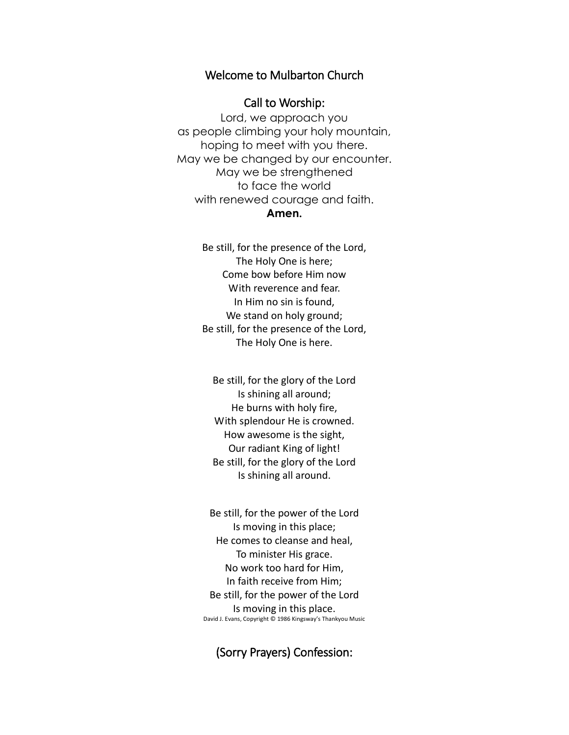## Welcome to Mulbarton Church

## Call to Worship:

Lord, we approach you
as people climbing your holy mountain,
hoping to meet with you there.
May we be changed by our encounter.
May we be strengthened
to face the world
with renewed courage and faith.
**Amen.**

Be still, for the presence of the Lord,
The Holy One is here;
Come bow before Him now
With reverence and fear.
In Him no sin is found,
We stand on holy ground;
Be still, for the presence of the Lord,
The Holy One is here.

Be still, for the glory of the Lord
Is shining all around;
He burns with holy fire,
With splendour He is crowned.
How awesome is the sight,
Our radiant King of light!
Be still, for the glory of the Lord
Is shining all around.

Be still, for the power of the Lord
Is moving in this place;
He comes to cleanse and heal,
To minister His grace.
No work too hard for Him,
In faith receive from Him;
Be still, for the power of the Lord
Is moving in this place.
David J. Evans, Copyright © 1986 Kingsway's Thankyou Music

## (Sorry Prayers) Confession: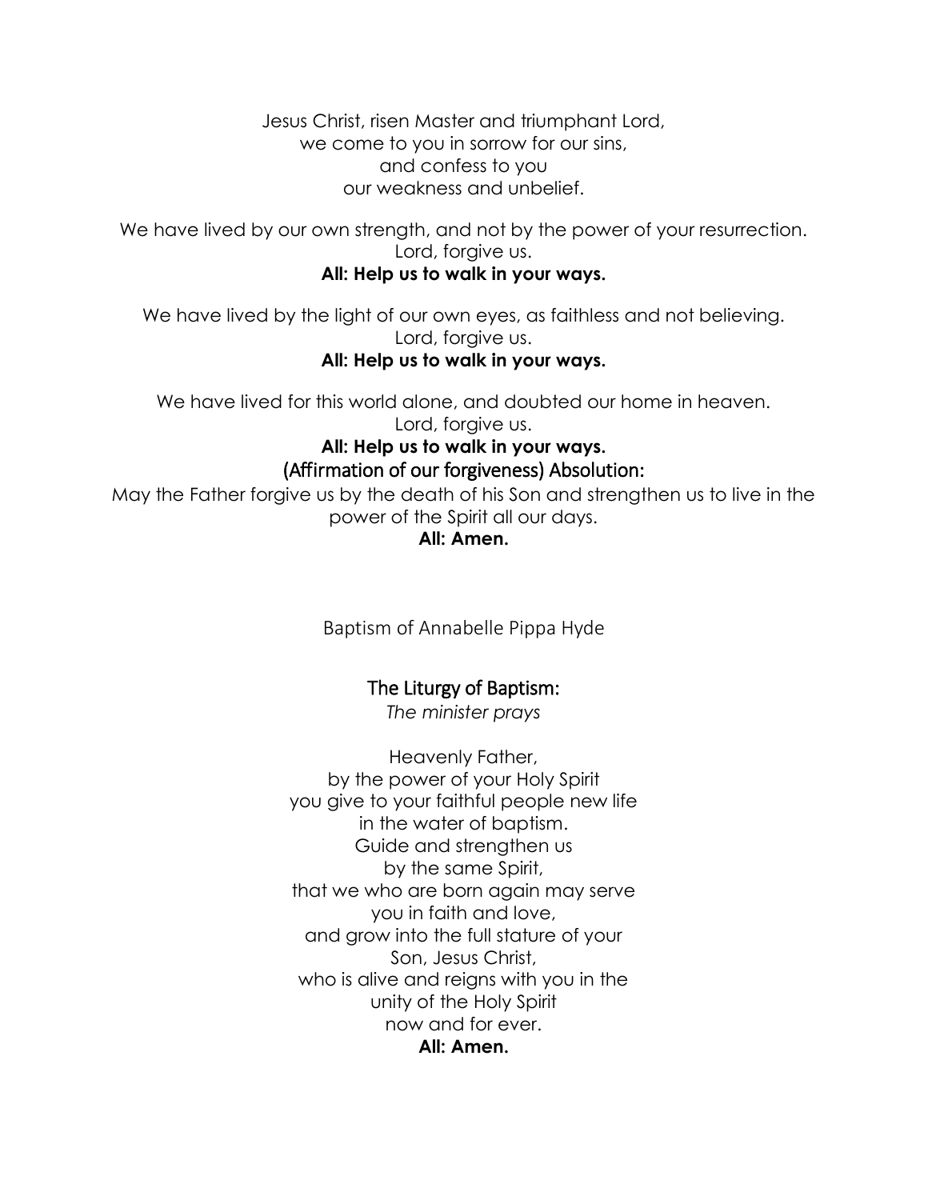Jesus Christ, risen Master and triumphant Lord,
we come to you in sorrow for our sins,
and confess to you
our weakness and unbelief.

We have lived by our own strength, and not by the power of your resurrection.
Lord, forgive us.
**All: Help us to walk in your ways.**

We have lived by the light of our own eyes, as faithless and not believing.
Lord, forgive us.
**All: Help us to walk in your ways.**

We have lived for this world alone, and doubted our home in heaven.
Lord, forgive us.
**All: Help us to walk in your ways.**

## (Affirmation of our forgiveness) Absolution:

May the Father forgive us by the death of his Son and strengthen us to live in the power of the Spirit all our days.
**All: Amen.**

## Baptism of Annabelle Pippa Hyde

## The Liturgy of Baptism:

*The minister prays*

Heavenly Father,
by the power of your Holy Spirit
you give to your faithful people new life
in the water of baptism.
Guide and strengthen us
by the same Spirit,
that we who are born again may serve
you in faith and love,
and grow into the full stature of your
Son, Jesus Christ,
who is alive and reigns with you in the
unity of the Holy Spirit
now and for ever.
**All: Amen.**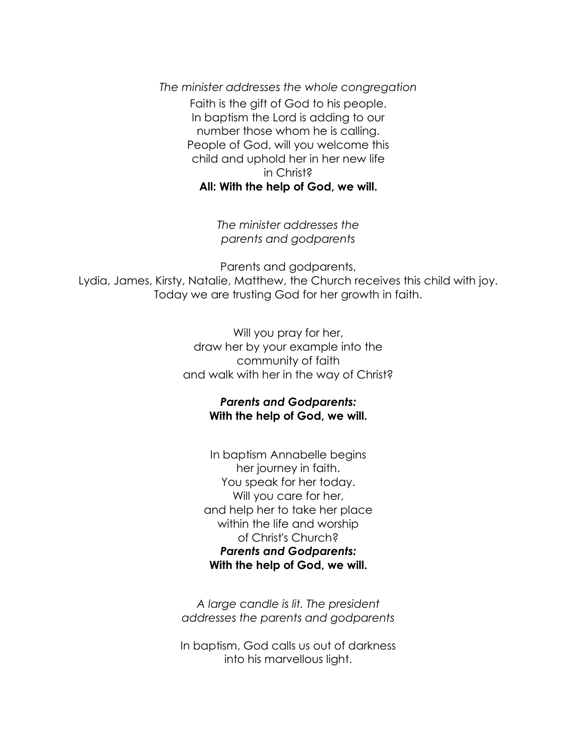*The minister addresses the whole congregation*

Faith is the gift of God to his people.
In baptism the Lord is adding to our
number those whom he is calling.
People of God, will you welcome this
child and uphold her in her new life
in Christ?

**All: With the help of God, we will.**

*The minister addresses the*
*parents and godparents*

Parents and godparents,
Lydia, James, Kirsty, Natalie, Matthew, the Church receives this child with joy.
Today we are trusting God for her growth in faith.

Will you pray for her,
draw her by your example into the
community of faith
and walk with her in the way of Christ?

***Parents and Godparents:***
**With the help of God, we will.**

In baptism Annabelle begins
her journey in faith.
You speak for her today.
Will you care for her,
and help her to take her place
within the life and worship
of Christ's Church?

***Parents and Godparents:***
**With the help of God, we will.**

*A large candle is lit. The president*
*addresses the parents and godparents*

In baptism, God calls us out of darkness
into his marvellous light.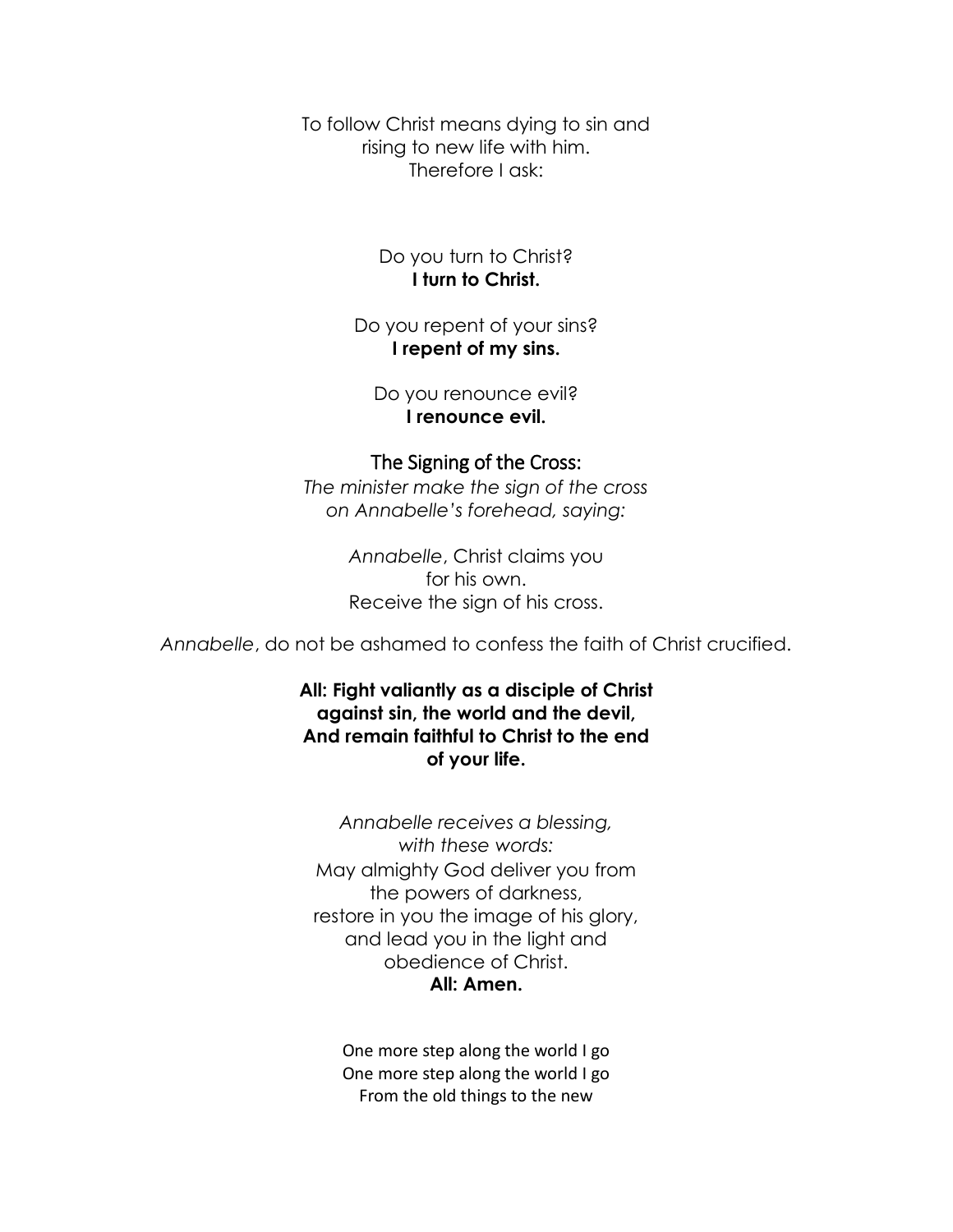To follow Christ means dying to sin and
rising to new life with him.
Therefore I ask:

Do you turn to Christ?
**I turn to Christ.**

Do you repent of your sins?
**I repent of my sins.**

Do you renounce evil?
**I renounce evil.**

## The Signing of the Cross:

*The minister make the sign of the cross on Annabelle's forehead, saying:*

*Annabelle*, Christ claims you
for his own.
Receive the sign of his cross.

*Annabelle*, do not be ashamed to confess the faith of Christ crucified.

**All: Fight valiantly as a disciple of Christ
against sin, the world and the devil,
And remain faithful to Christ to the end
of your life.**

*Annabelle receives a blessing, with these words:*

May almighty God deliver you from
the powers of darkness,
restore in you the image of his glory,
and lead you in the light and
obedience of Christ.
**All: Amen.**

One more step along the world I go
One more step along the world I go
From the old things to the new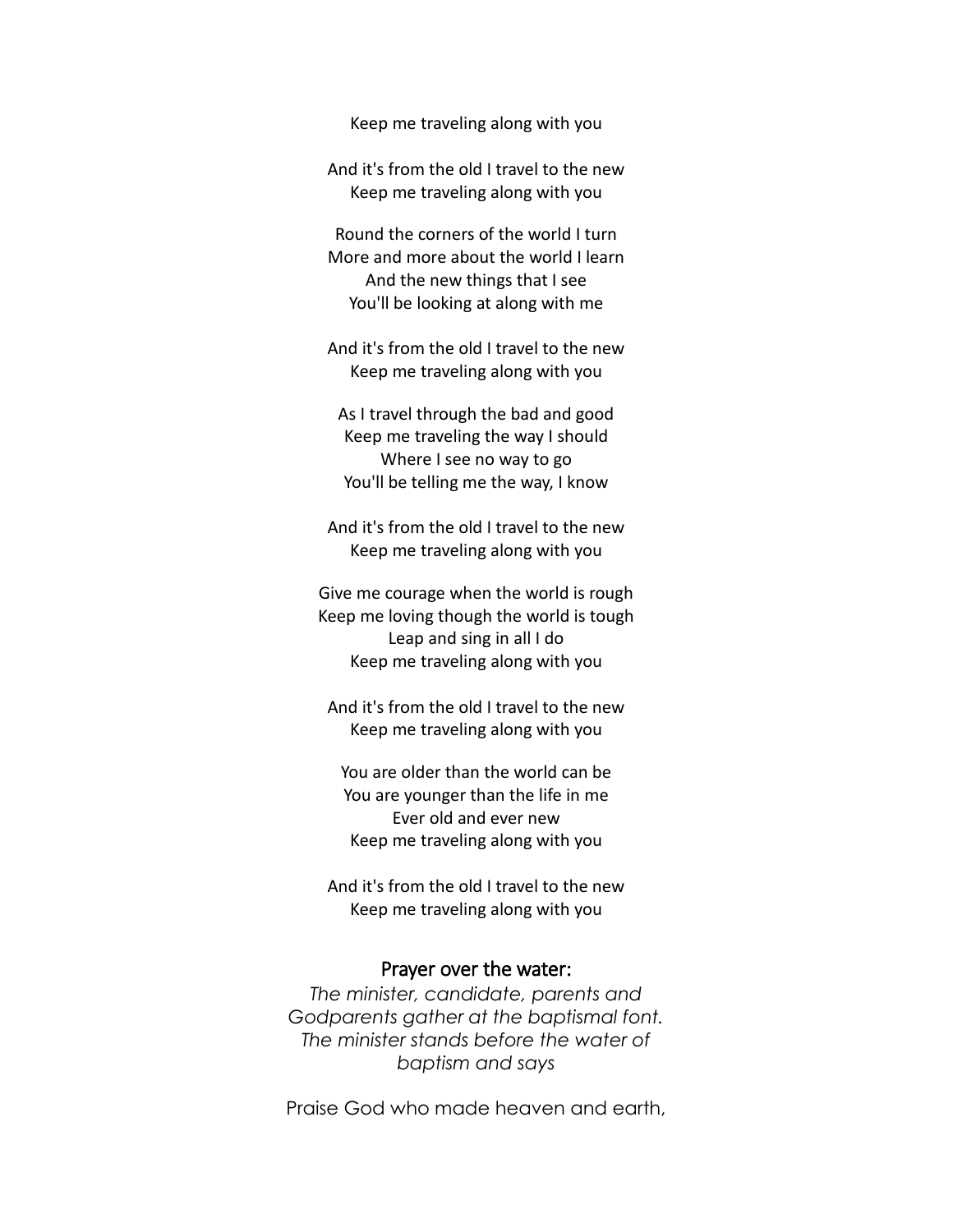Keep me traveling along with you

And it's from the old I travel to the new
Keep me traveling along with you

Round the corners of the world I turn
More and more about the world I learn
And the new things that I see
You'll be looking at along with me

And it's from the old I travel to the new
Keep me traveling along with you

As I travel through the bad and good
Keep me traveling the way I should
Where I see no way to go
You'll be telling me the way, I know

And it's from the old I travel to the new
Keep me traveling along with you

Give me courage when the world is rough
Keep me loving though the world is tough
Leap and sing in all I do
Keep me traveling along with you

And it's from the old I travel to the new
Keep me traveling along with you

You are older than the world can be
You are younger than the life in me
Ever old and ever new
Keep me traveling along with you

And it's from the old I travel to the new
Keep me traveling along with you

## Prayer over the water:

*The minister, candidate, parents and Godparents gather at the baptismal font. The minister stands before the water of baptism and says*

Praise God who made heaven and earth,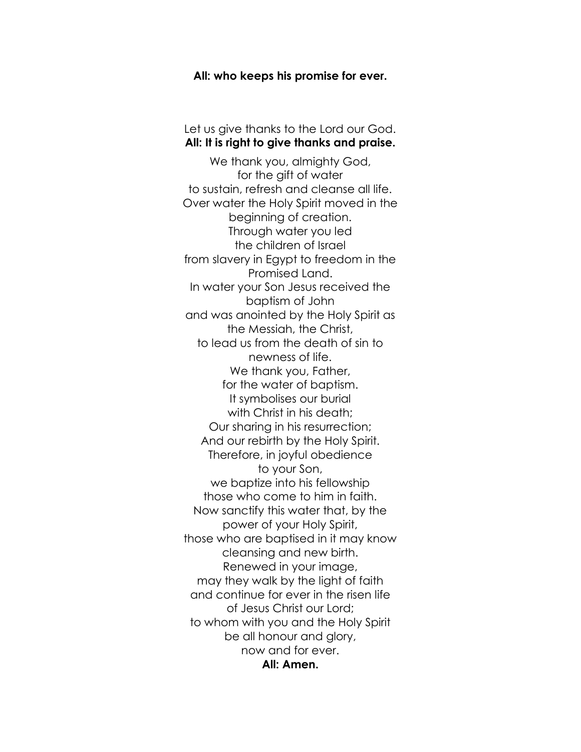**All: who keeps his promise for ever.**

Let us give thanks to the Lord our God.
**All: It is right to give thanks and praise.**

We thank you, almighty God,
for the gift of water
to sustain, refresh and cleanse all life.
Over water the Holy Spirit moved in the beginning of creation.
Through water you led
the children of Israel
from slavery in Egypt to freedom in the Promised Land.
In water your Son Jesus received the baptism of John
and was anointed by the Holy Spirit as the Messiah, the Christ,
to lead us from the death of sin to newness of life.
We thank you, Father,
for the water of baptism.
It symbolises our burial
with Christ in his death;
Our sharing in his resurrection;
And our rebirth by the Holy Spirit.
Therefore, in joyful obedience
to your Son,
we baptize into his fellowship
those who come to him in faith.
Now sanctify this water that, by the power of your Holy Spirit,
those who are baptised in it may know cleansing and new birth.
Renewed in your image,
may they walk by the light of faith
and continue for ever in the risen life
of Jesus Christ our Lord;
to whom with you and the Holy Spirit
be all honour and glory,
now and for ever.
**All: Amen.**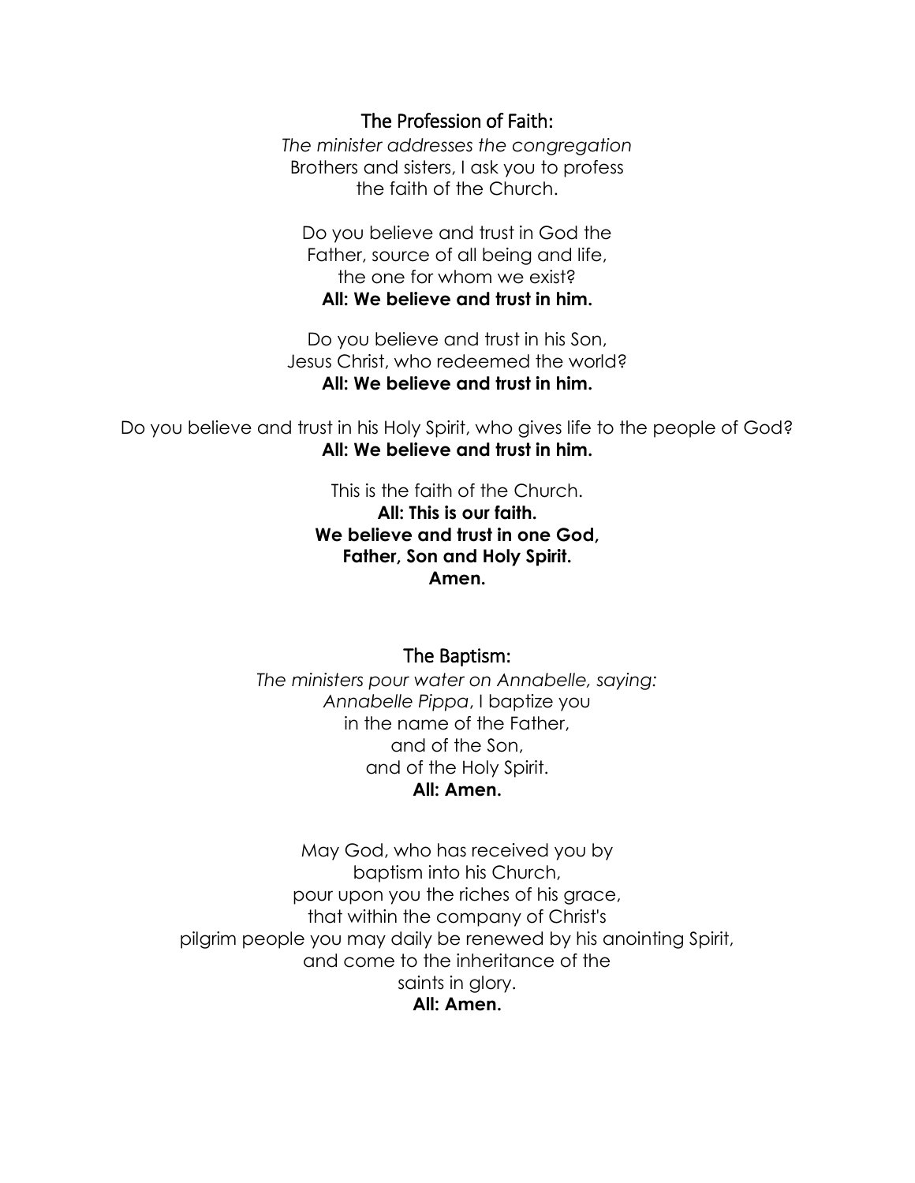## The Profession of Faith:

*The minister addresses the congregation*
Brothers and sisters, I ask you to profess the faith of the Church.

Do you believe and trust in God the Father, source of all being and life, the one for whom we exist?
**All: We believe and trust in him.**

Do you believe and trust in his Son, Jesus Christ, who redeemed the world?
**All: We believe and trust in him.**

Do you believe and trust in his Holy Spirit, who gives life to the people of God?
**All: We believe and trust in him.**

This is the faith of the Church.
**All: This is our faith.**
**We believe and trust in one God,**
**Father, Son and Holy Spirit.**
**Amen.**

## The Baptism:

*The ministers pour water on Annabelle, saying:*
*Annabelle Pippa*, I baptize you
in the name of the Father,
and of the Son,
and of the Holy Spirit.
**All: Amen.**

May God, who has received you by baptism into his Church,
pour upon you the riches of his grace,
that within the company of Christ's pilgrim people you may daily be renewed by his anointing Spirit,
and come to the inheritance of the saints in glory.
**All: Amen.**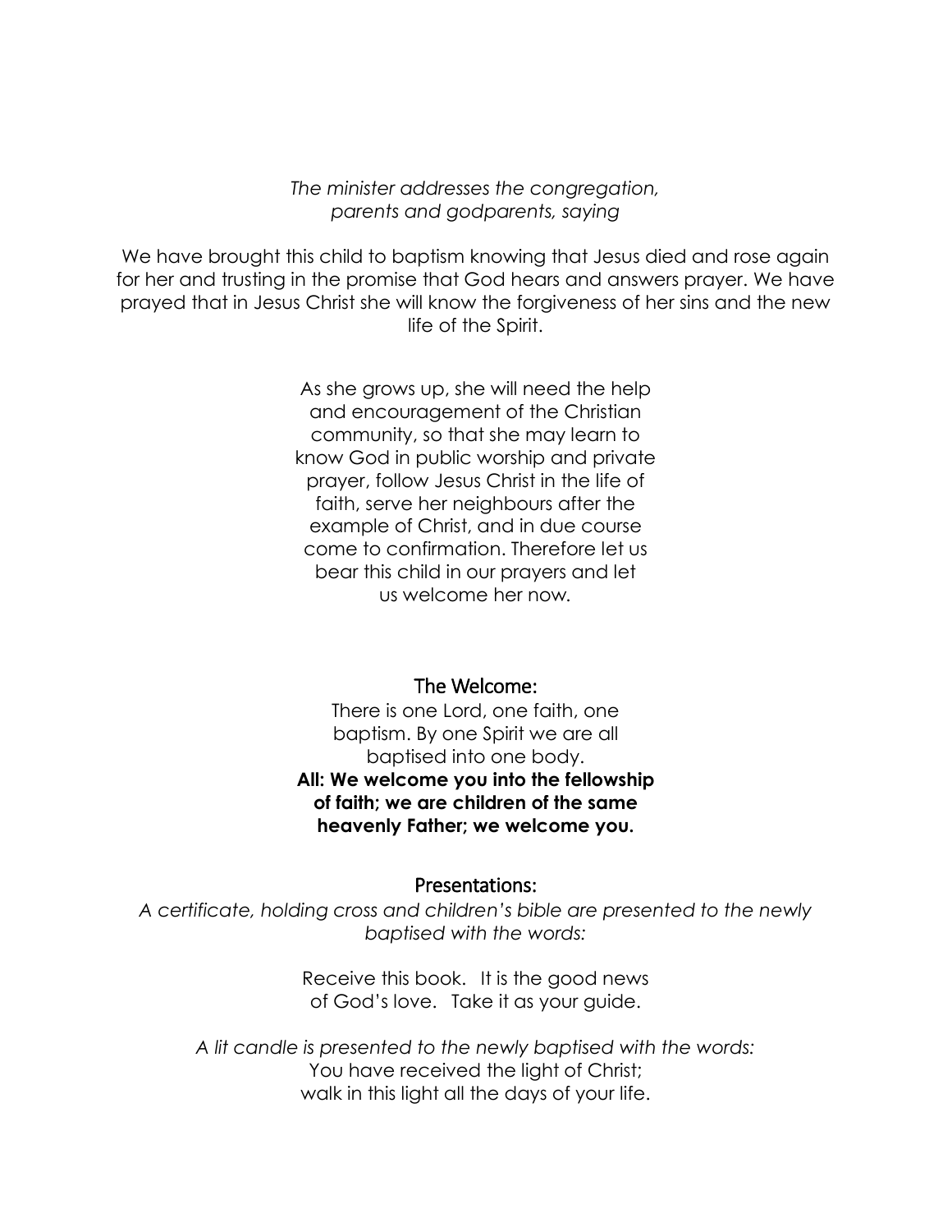*The minister addresses the congregation, parents and godparents, saying*

We have brought this child to baptism knowing that Jesus died and rose again for her and trusting in the promise that God hears and answers prayer. We have prayed that in Jesus Christ she will know the forgiveness of her sins and the new life of the Spirit.

As she grows up, she will need the help and encouragement of the Christian community, so that she may learn to know God in public worship and private prayer, follow Jesus Christ in the life of faith, serve her neighbours after the example of Christ, and in due course come to confirmation. Therefore let us bear this child in our prayers and let us welcome her now.

## The Welcome:

There is one Lord, one faith, one baptism. By one Spirit we are all baptised into one body.

**All: We welcome you into the fellowship of faith; we are children of the same heavenly Father; we welcome you.**

## Presentations:

*A certificate, holding cross and children's bible are presented to the newly baptised with the words:*

Receive this book. It is the good news of God's love. Take it as your guide.

*A lit candle is presented to the newly baptised with the words:*

You have received the light of Christ;
walk in this light all the days of your life.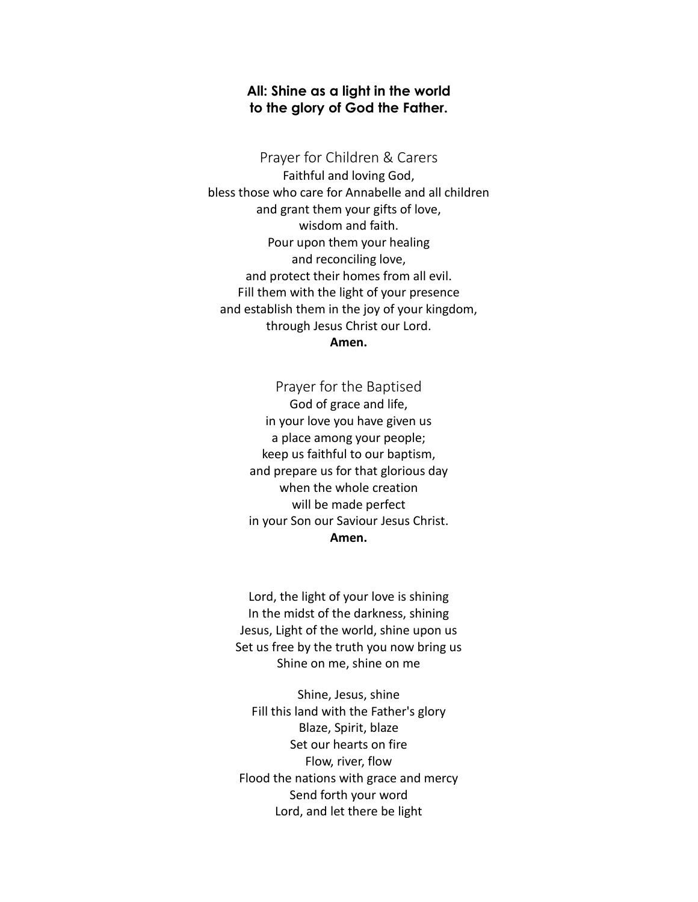**All: Shine as a light in the world**
**to the glory of God the Father.**

## Prayer for Children & Carers

Faithful and loving God,
bless those who care for Annabelle and all children
and grant them your gifts of love,
wisdom and faith.
Pour upon them your healing
and reconciling love,
and protect their homes from all evil.
Fill them with the light of your presence
and establish them in the joy of your kingdom,
through Jesus Christ our Lord.
**Amen.**

## Prayer for the Baptised

God of grace and life,
in your love you have given us
a place among your people;
keep us faithful to our baptism,
and prepare us for that glorious day
when the whole creation
will be made perfect
in your Son our Saviour Jesus Christ.
**Amen.**

Lord, the light of your love is shining
In the midst of the darkness, shining
Jesus, Light of the world, shine upon us
Set us free by the truth you now bring us
Shine on me, shine on me

Shine, Jesus, shine
Fill this land with the Father's glory
Blaze, Spirit, blaze
Set our hearts on fire
Flow, river, flow
Flood the nations with grace and mercy
Send forth your word
Lord, and let there be light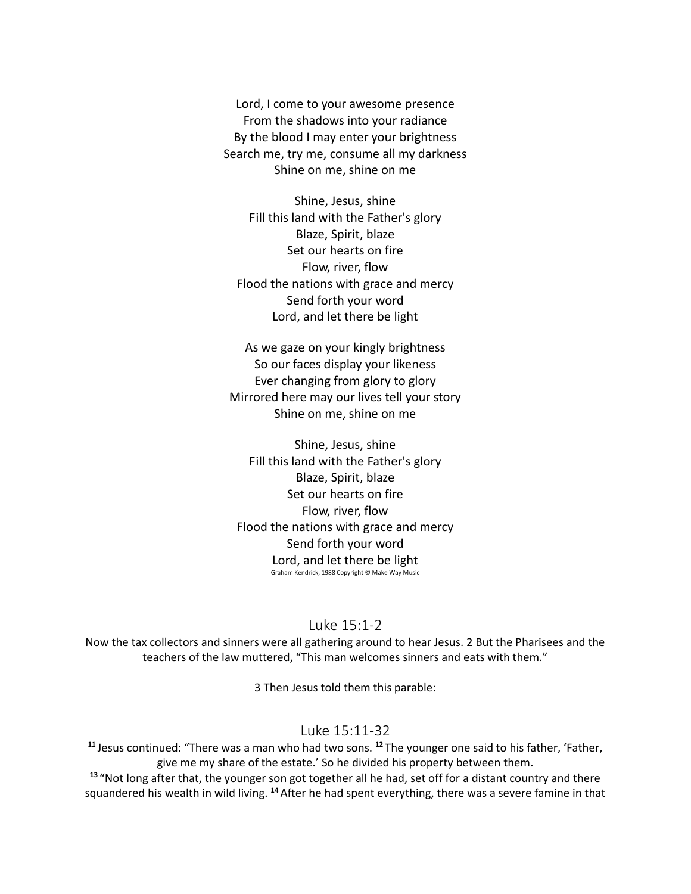Lord, I come to your awesome presence
From the shadows into your radiance
By the blood I may enter your brightness
Search me, try me, consume all my darkness
Shine on me, shine on me

Shine, Jesus, shine
Fill this land with the Father's glory
Blaze, Spirit, blaze
Set our hearts on fire
Flow, river, flow
Flood the nations with grace and mercy
Send forth your word
Lord, and let there be light

As we gaze on your kingly brightness
So our faces display your likeness
Ever changing from glory to glory
Mirrored here may our lives tell your story
Shine on me, shine on me

Shine, Jesus, shine
Fill this land with the Father's glory
Blaze, Spirit, blaze
Set our hearts on fire
Flow, river, flow
Flood the nations with grace and mercy
Send forth your word
Lord, and let there be light

Graham Kendrick, 1988 Copyright © Make Way Music

## Luke 15:1-2

Now the tax collectors and sinners were all gathering around to hear Jesus. 2 But the Pharisees and the teachers of the law muttered, "This man welcomes sinners and eats with them."

3 Then Jesus told them this parable:

## Luke 15:11-32

[11] Jesus continued: "There was a man who had two sons. [12] The younger one said to his father, 'Father, give me my share of the estate.' So he divided his property between them.

[13] "Not long after that, the younger son got together all he had, set off for a distant country and there squandered his wealth in wild living. [14] After he had spent everything, there was a severe famine in that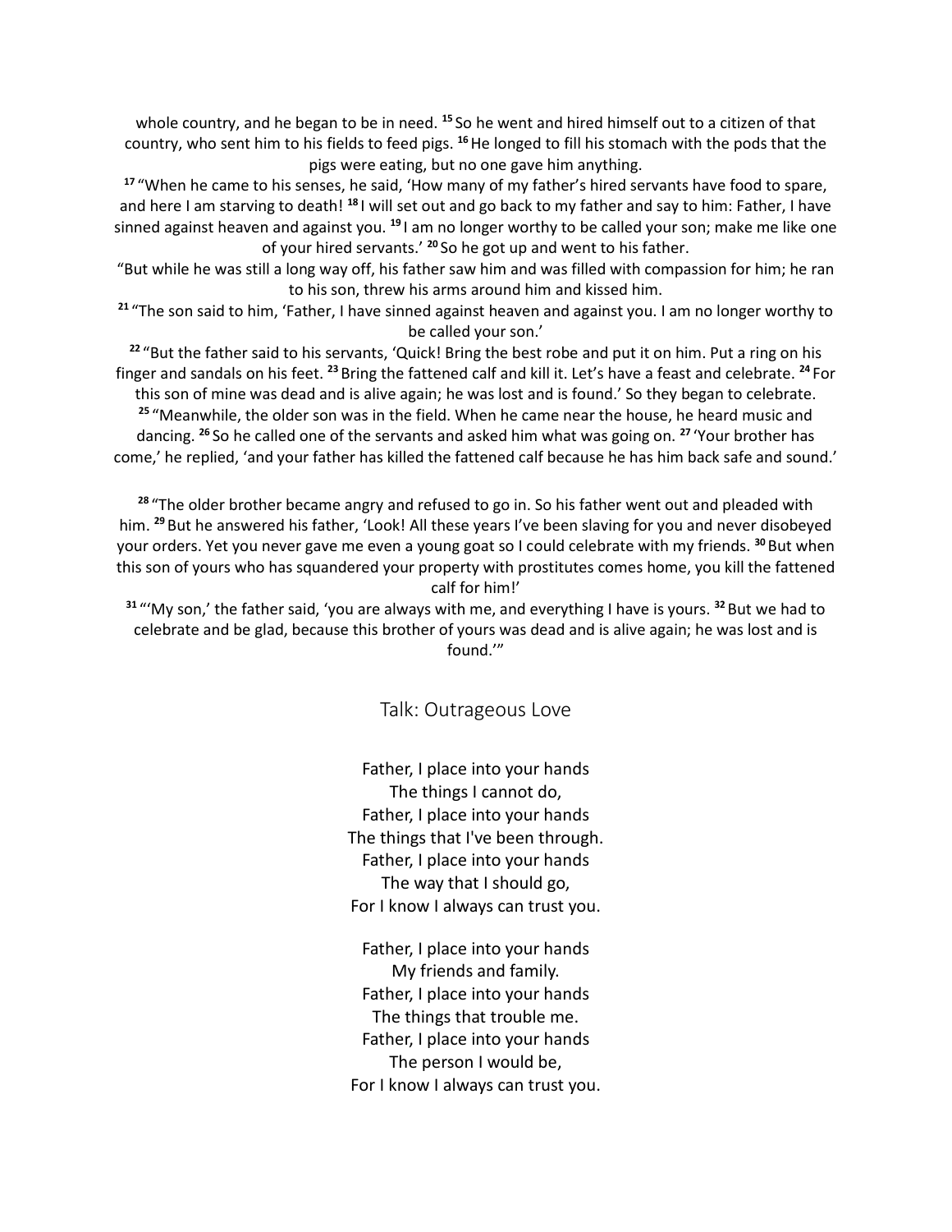whole country, and he began to be in need. [15] So he went and hired himself out to a citizen of that country, who sent him to his fields to feed pigs. [16] He longed to fill his stomach with the pods that the pigs were eating, but no one gave him anything.

[17] "When he came to his senses, he said, 'How many of my father's hired servants have food to spare, and here I am starving to death! [18] I will set out and go back to my father and say to him: Father, I have sinned against heaven and against you. [19] I am no longer worthy to be called your son; make me like one of your hired servants.' [20] So he got up and went to his father.

"But while he was still a long way off, his father saw him and was filled with compassion for him; he ran to his son, threw his arms around him and kissed him.

[21] "The son said to him, 'Father, I have sinned against heaven and against you. I am no longer worthy to be called your son.'

[22] "But the father said to his servants, 'Quick! Bring the best robe and put it on him. Put a ring on his finger and sandals on his feet. [23] Bring the fattened calf and kill it. Let's have a feast and celebrate. [24] For this son of mine was dead and is alive again; he was lost and is found.' So they began to celebrate.

[25] "Meanwhile, the older son was in the field. When he came near the house, he heard music and dancing. [26] So he called one of the servants and asked him what was going on. [27] 'Your brother has come,' he replied, 'and your father has killed the fattened calf because he has him back safe and sound.'

[28] "The older brother became angry and refused to go in. So his father went out and pleaded with him. [29] But he answered his father, 'Look! All these years I've been slaving for you and never disobeyed your orders. Yet you never gave me even a young goat so I could celebrate with my friends. [30] But when this son of yours who has squandered your property with prostitutes comes home, you kill the fattened calf for him!'

[31] "'My son,' the father said, 'you are always with me, and everything I have is yours. [32] But we had to celebrate and be glad, because this brother of yours was dead and is alive again; he was lost and is found.'"

## Talk: Outrageous Love

Father, I place into your hands  
The things I cannot do,  
Father, I place into your hands  
The things that I've been through.  
Father, I place into your hands  
The way that I should go,  
For I know I always can trust you.

Father, I place into your hands  
My friends and family.  
Father, I place into your hands  
The things that trouble me.  
Father, I place into your hands  
The person I would be,  
For I know I always can trust you.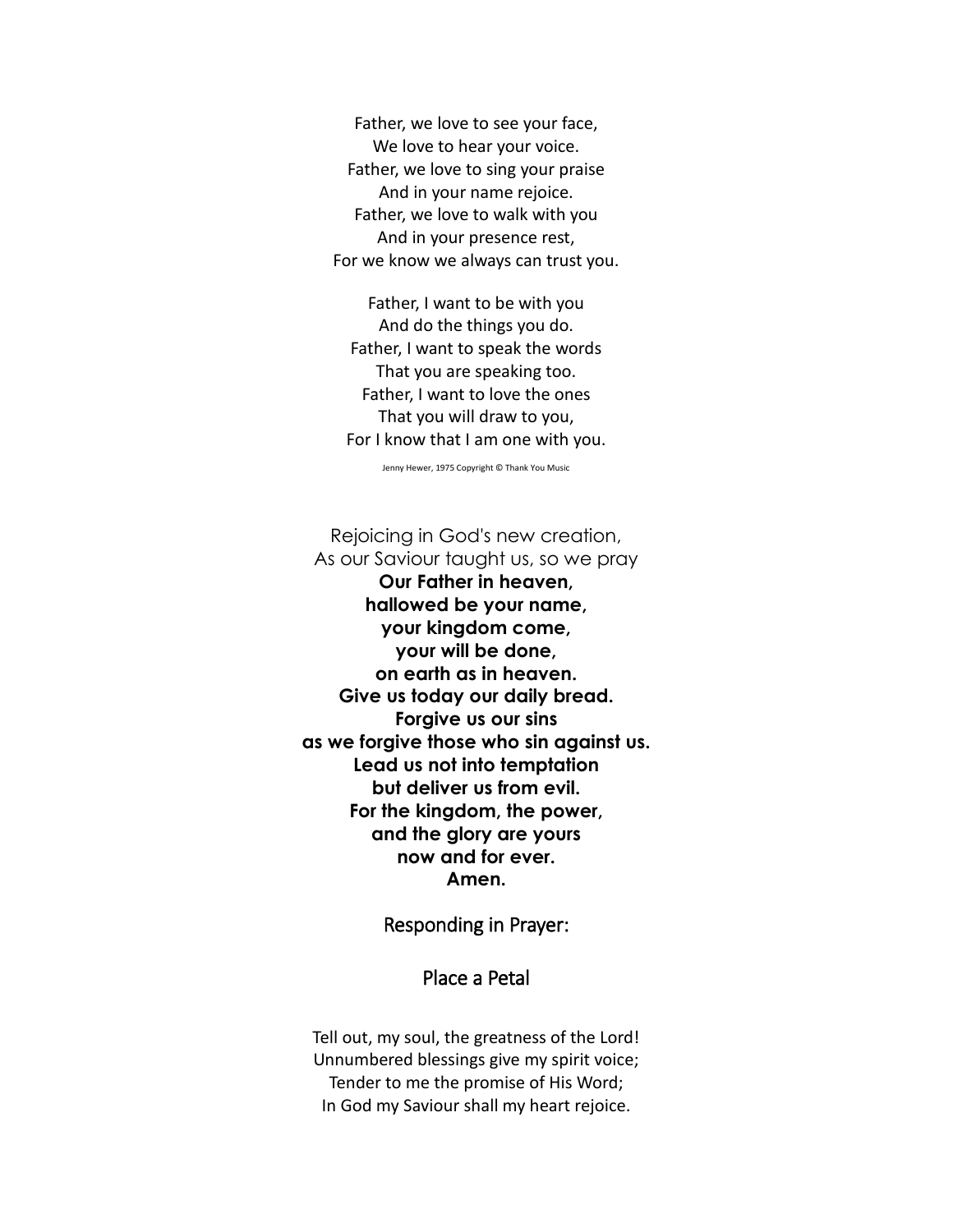Father, we love to see your face,  
We love to hear your voice.  
Father, we love to sing your praise  
And in your name rejoice.  
Father, we love to walk with you  
And in your presence rest,  
For we know we always can trust you.

Father, I want to be with you  
And do the things you do.  
Father, I want to speak the words  
That you are speaking too.  
Father, I want to love the ones  
That you will draw to you,  
For I know that I am one with you.

Jenny Hewer, 1975 Copyright © Thank You Music

Rejoicing in God's new creation,  
As our Saviour taught us, so we pray  
**Our Father in heaven,**  
**hallowed be your name,**  
**your kingdom come,**  
**your will be done,**  
**on earth as in heaven.**  
**Give us today our daily bread.**  
**Forgive us our sins**  
**as we forgive those who sin against us.**  
**Lead us not into temptation**  
**but deliver us from evil.**  
**For the kingdom, the power,**  
**and the glory are yours**  
**now and for ever.**  
**Amen.**

Responding in Prayer:

Place a Petal

Tell out, my soul, the greatness of the Lord!  
Unnumbered blessings give my spirit voice;  
Tender to me the promise of His Word;  
In God my Saviour shall my heart rejoice.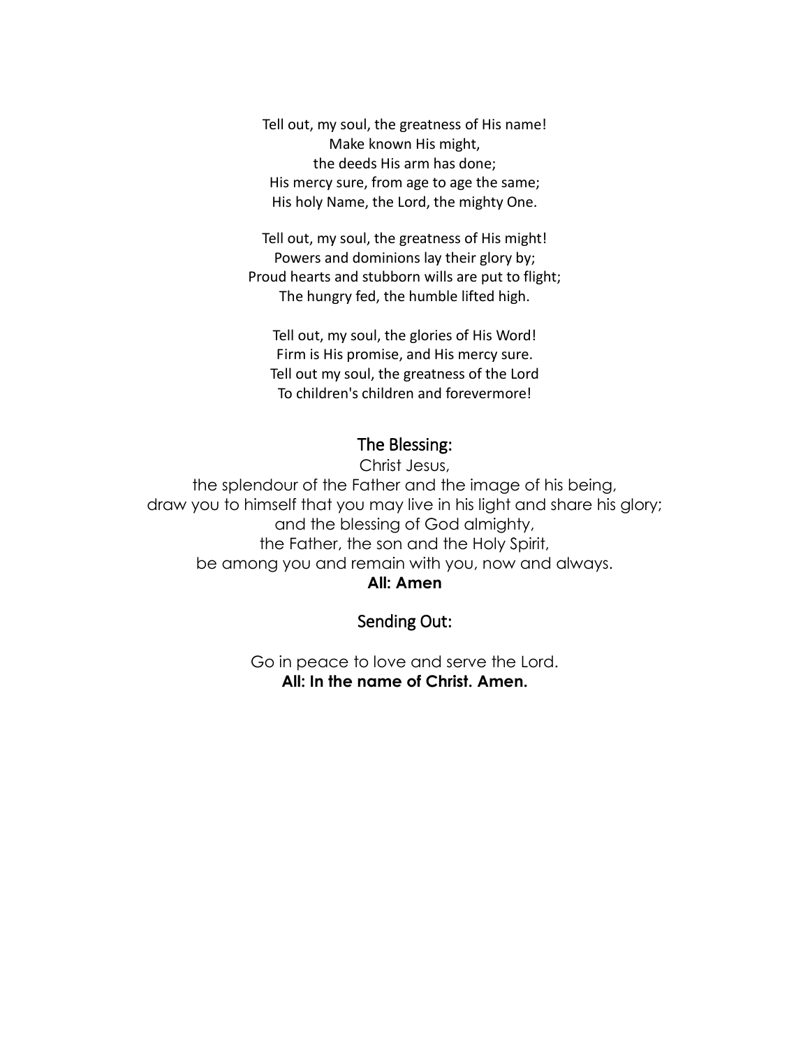Tell out, my soul, the greatness of His name!
Make known His might,
the deeds His arm has done;
His mercy sure, from age to age the same;
His holy Name, the Lord, the mighty One.

Tell out, my soul, the greatness of His might!
Powers and dominions lay their glory by;
Proud hearts and stubborn wills are put to flight;
The hungry fed, the humble lifted high.

Tell out, my soul, the glories of His Word!
Firm is His promise, and His mercy sure.
Tell out my soul, the greatness of the Lord
To children's children and forevermore!

## The Blessing:

Christ Jesus,
the splendour of the Father and the image of his being,
draw you to himself that you may live in his light and share his glory;
and the blessing of God almighty,
the Father, the son and the Holy Spirit,
be among you and remain with you, now and always.
**All: Amen**

## Sending Out:

Go in peace to love and serve the Lord.
**All: In the name of Christ. Amen.**